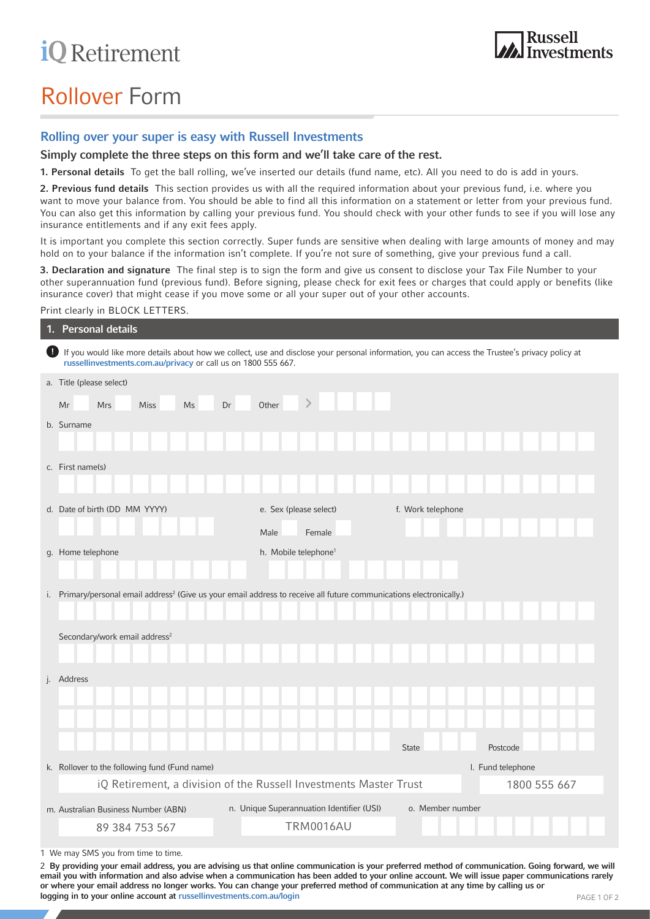iQ Retirement

Russell Investments

# Rollover Form

## Rolling over your super is easy with Russell Investments

### Simply complete the three steps on this form and we'll take care of the rest.

**1. Personal details** To get the ball rolling, we've inserted our details (fund name, etc). All you need to do is add in yours.

**2. Previous fund details** This section provides us with all the required information about your previous fund, i.e. where you want to move your balance from. You should be able to find all this information on a statement or letter from your previous fund. You can also get this information by calling your previous fund. You should check with your other funds to see if you will lose any insurance entitlements and if any exit fees apply.

It is important you complete this section correctly. Super funds are sensitive when dealing with large amounts of money and may hold on to your balance if the information isn't complete. If you're not sure of something, give your previous fund a call.

**3. Declaration and signature** The final step is to sign the form and give us consent to disclose your Tax File Number to your other superannuation fund (previous fund). Before signing, please check for exit fees or charges that could apply or benefits (like insurance cover) that might cease if you move some or all your super out of your other accounts.

Print clearly in BLOCK LETTERS.

## 1. Personal details

If you would like more details about how we collect, use and disclose your personal information, you can access the Trustee's privacy policy at russellinvestments.com.au/privacy or call us on 1800 555 667.

a. Title (please select)

Mr ☐ Mrs ☐ Miss ☐ Ms ☐ Dr ☐ Other ☐ > ________

b. Surname

________

c. First name(s)

________

d. Date of birth (DD MM YYYY) ________

e. Sex (please select) Male ☐ Female ☐

f. Work telephone ________

g. Home telephone ________

h. Mobile telephone[1] ________

i. Primary/personal email address[2] (Give us your email address to receive all future communications electronically.)

________

Secondary/work email address[2]

________

j. Address

________

________

________ State ________ Postcode ________

k. Rollover to the following fund (Fund name): iQ Retirement, a division of the Russell Investments Master Trust

l. Fund telephone: 1800 555 667

m. Australian Business Number (ABN): 89 384 753 567

n. Unique Superannuation Identifier (USI): TRM0016AU

o. Member number ________

1 We may SMS you from time to time.

2 **By providing your email address, you are advising us that online communication is your preferred method of communication. Going forward, we will email you with information and also advise when a communication has been added to your online account. We will issue paper communications rarely or where your email address no longer works. You can change your preferred method of communication at any time by calling us or logging in to your online account at** russellinvestments.com.au/login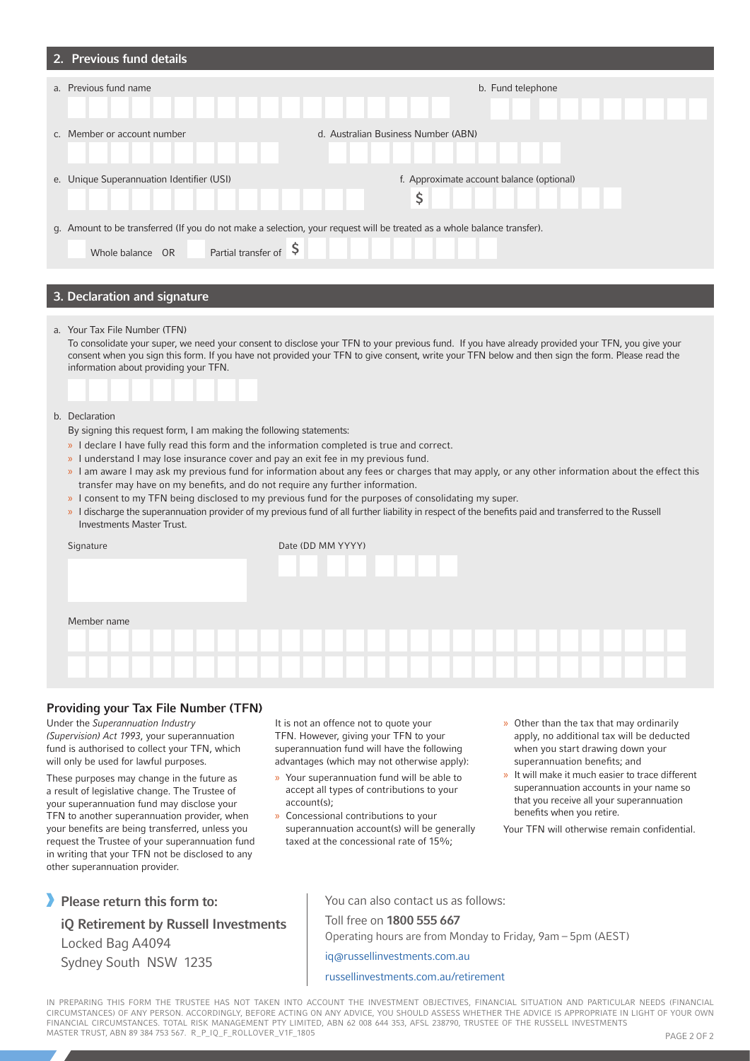## 2. Previous fund details

a. Previous fund name

b. Fund telephone

c. Member or account number

d. Australian Business Number (ABN)

e. Unique Superannuation Identifier (USI)

f. Approximate account balance (optional)

$

g. Amount to be transferred (If you do not make a selection, your request will be treated as a whole balance transfer).

Whole balance OR Partial transfer of $

## 3. Declaration and signature

a. Your Tax File Number (TFN)

To consolidate your super, we need your consent to disclose your TFN to your previous fund. If you have already provided your TFN, you give your consent when you sign this form. If you have not provided your TFN to give consent, write your TFN below and then sign the form. Please read the information about providing your TFN.

b. Declaration

By signing this request form, I am making the following statements:

- I declare I have fully read this form and the information completed is true and correct.
- I understand I may lose insurance cover and pay an exit fee in my previous fund.
- I am aware I may ask my previous fund for information about any fees or charges that may apply, or any other information about the effect this transfer may have on my benefits, and do not require any further information.
- I consent to my TFN being disclosed to my previous fund for the purposes of consolidating my super.
- I discharge the superannuation provider of my previous fund of all further liability in respect of the benefits paid and transferred to the Russell Investments Master Trust.

Signature

Date (DD MM YYYY)

Member name

### Providing your Tax File Number (TFN)

Under the *Superannuation Industry (Supervision) Act 1993*, your superannuation fund is authorised to collect your TFN, which will only be used for lawful purposes.

These purposes may change in the future as a result of legislative change. The Trustee of your superannuation fund may disclose your TFN to another superannuation provider, when your benefits are being transferred, unless you request the Trustee of your superannuation fund in writing that your TFN not be disclosed to any other superannuation provider.

It is not an offence not to quote your TFN. However, giving your TFN to your superannuation fund will have the following advantages (which may not otherwise apply):

- Your superannuation fund will be able to accept all types of contributions to your account(s);
- Concessional contributions to your superannuation account(s) will be generally taxed at the concessional rate of 15%;
- Other than the tax that may ordinarily apply, no additional tax will be deducted when you start drawing down your superannuation benefits; and
- It will make it much easier to trace different superannuation accounts in your name so that you receive all your superannuation benefits when you retire.

Your TFN will otherwise remain confidential.

**Please return this form to:**

**iQ Retirement by Russell Investments**
Locked Bag A4094
Sydney South NSW 1235

You can also contact us as follows:

Toll free on **1800 555 667**

Operating hours are from Monday to Friday, 9am – 5pm (AEST)

iq@russellinvestments.com.au

russellinvestments.com.au/retirement

IN PREPARING THIS FORM THE TRUSTEE HAS NOT TAKEN INTO ACCOUNT THE INVESTMENT OBJECTIVES, FINANCIAL SITUATION AND PARTICULAR NEEDS (FINANCIAL CIRCUMSTANCES) OF ANY PERSON. ACCORDINGLY, BEFORE ACTING ON ANY ADVICE, YOU SHOULD ASSESS WHETHER THE ADVICE IS APPROPRIATE IN LIGHT OF YOUR OWN FINANCIAL CIRCUMSTANCES. TOTAL RISK MANAGEMENT PTY LIMITED, ABN 62 008 644 353, AFSL 238790, TRUSTEE OF THE RUSSELL INVESTMENTS MASTER TRUST, ABN 89 384 753 567. R_P_IQ_F_ROLLOVER_V1F_1805